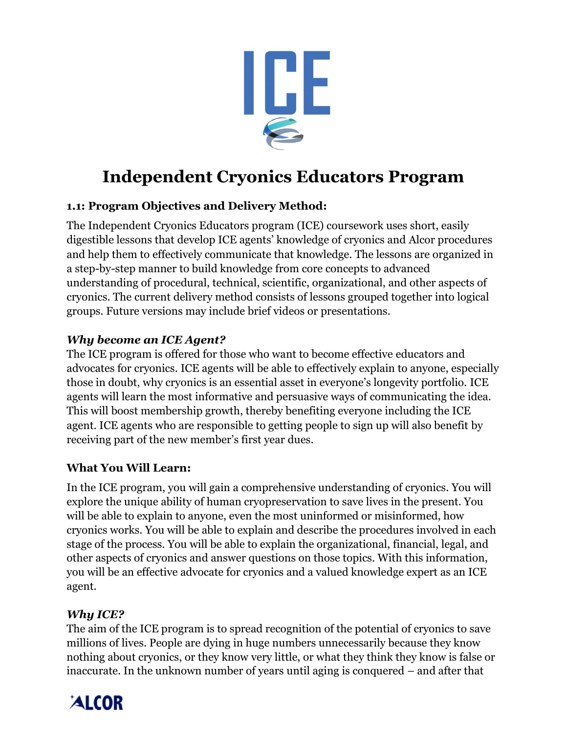# ICE

# Independent Cryonics Educators Program

### 1.1: Program Objectives and Delivery Method:

The Independent Cryonics Educators program (ICE) coursework uses short, easily digestible lessons that develop ICE agents' knowledge of cryonics and Alcor procedures and help them to effectively communicate that knowledge. The lessons are organized in a step-by-step manner to build knowledge from core concepts to advanced understanding of procedural, technical, scientific, organizational, and other aspects of cryonics. The current delivery method consists of lessons grouped together into logical groups. Future versions may include brief videos or presentations.

### *Why become an ICE Agent?*

The ICE program is offered for those who want to become effective educators and advocates for cryonics. ICE agents will be able to effectively explain to anyone, especially those in doubt, why cryonics is an essential asset in everyone's longevity portfolio. ICE agents will learn the most informative and persuasive ways of communicating the idea. This will boost membership growth, thereby benefiting everyone including the ICE agent. ICE agents who are responsible to getting people to sign up will also benefit by receiving part of the new member's first year dues.

### What You Will Learn:

In the ICE program, you will gain a comprehensive understanding of cryonics. You will explore the unique ability of human cryopreservation to save lives in the present. You will be able to explain to anyone, even the most uninformed or misinformed, how cryonics works. You will be able to explain and describe the procedures involved in each stage of the process. You will be able to explain the organizational, financial, legal, and other aspects of cryonics and answer questions on those topics. With this information, you will be an effective advocate for cryonics and a valued knowledge expert as an ICE agent.

### *Why ICE?*

The aim of the ICE program is to spread recognition of the potential of cryonics to save millions of lives. People are dying in huge numbers unnecessarily because they know nothing about cryonics, or they know very little, or what they think they know is false or inaccurate. In the unknown number of years until aging is conquered – and after that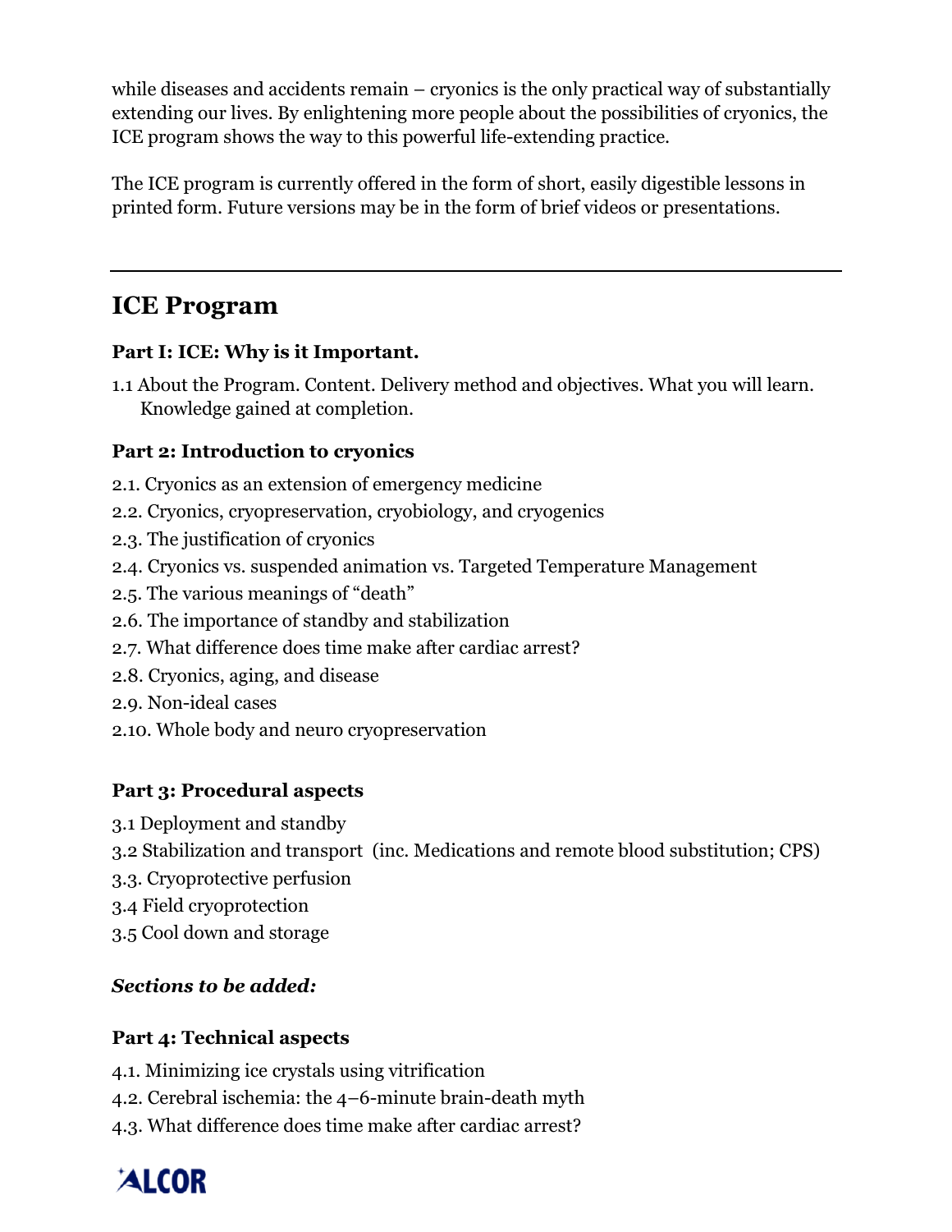while diseases and accidents remain – cryonics is the only practical way of substantially extending our lives. By enlightening more people about the possibilities of cryonics, the ICE program shows the way to this powerful life-extending practice.

The ICE program is currently offered in the form of short, easily digestible lessons in printed form. Future versions may be in the form of brief videos or presentations.

---

## ICE Program

### Part I: ICE: Why is it Important.

1.1 About the Program. Content. Delivery method and objectives. What you will learn. Knowledge gained at completion.

### Part 2: Introduction to cryonics

2.1. Cryonics as an extension of emergency medicine
2.2. Cryonics, cryopreservation, cryobiology, and cryogenics
2.3. The justification of cryonics
2.4. Cryonics vs. suspended animation vs. Targeted Temperature Management
2.5. The various meanings of "death"
2.6. The importance of standby and stabilization
2.7. What difference does time make after cardiac arrest?
2.8. Cryonics, aging, and disease
2.9. Non-ideal cases
2.10. Whole body and neuro cryopreservation

### Part 3: Procedural aspects

3.1 Deployment and standby
3.2 Stabilization and transport (inc. Medications and remote blood substitution; CPS)
3.3. Cryoprotective perfusion
3.4 Field cryoprotection
3.5 Cool down and storage

***Sections to be added:***

### Part 4: Technical aspects

4.1. Minimizing ice crystals using vitrification
4.2. Cerebral ischemia: the 4–6-minute brain-death myth
4.3. What difference does time make after cardiac arrest?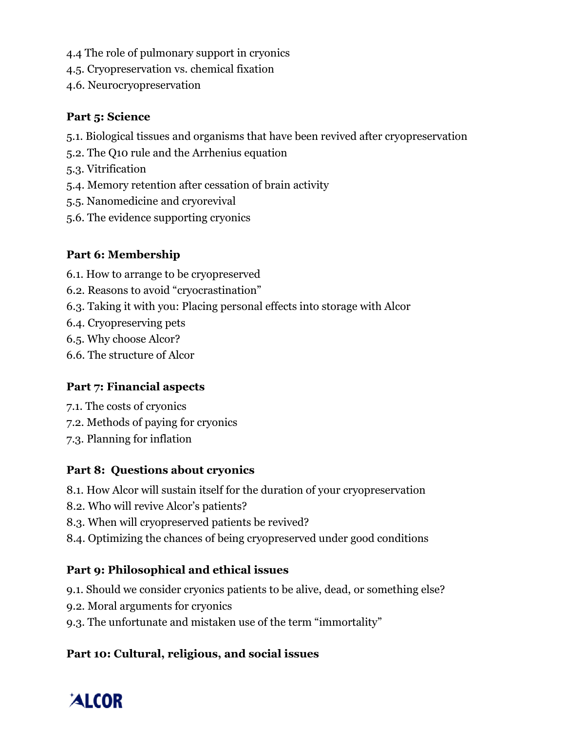4.4 The role of pulmonary support in cryonics
4.5. Cryopreservation vs. chemical fixation
4.6. Neurocryopreservation

**Part 5: Science**

5.1. Biological tissues and organisms that have been revived after cryopreservation
5.2. The Q10 rule and the Arrhenius equation
5.3. Vitrification
5.4. Memory retention after cessation of brain activity
5.5. Nanomedicine and cryorevival
5.6. The evidence supporting cryonics

**Part 6: Membership**

6.1. How to arrange to be cryopreserved
6.2. Reasons to avoid "cryocrastination"
6.3. Taking it with you: Placing personal effects into storage with Alcor
6.4. Cryopreserving pets
6.5. Why choose Alcor?
6.6. The structure of Alcor

**Part 7: Financial aspects**

7.1. The costs of cryonics
7.2. Methods of paying for cryonics
7.3. Planning for inflation

**Part 8: Questions about cryonics**

8.1. How Alcor will sustain itself for the duration of your cryopreservation
8.2. Who will revive Alcor's patients?
8.3. When will cryopreserved patients be revived?
8.4. Optimizing the chances of being cryopreserved under good conditions

**Part 9: Philosophical and ethical issues**

9.1. Should we consider cryonics patients to be alive, dead, or something else?
9.2. Moral arguments for cryonics
9.3. The unfortunate and mistaken use of the term "immortality"

**Part 10: Cultural, religious, and social issues**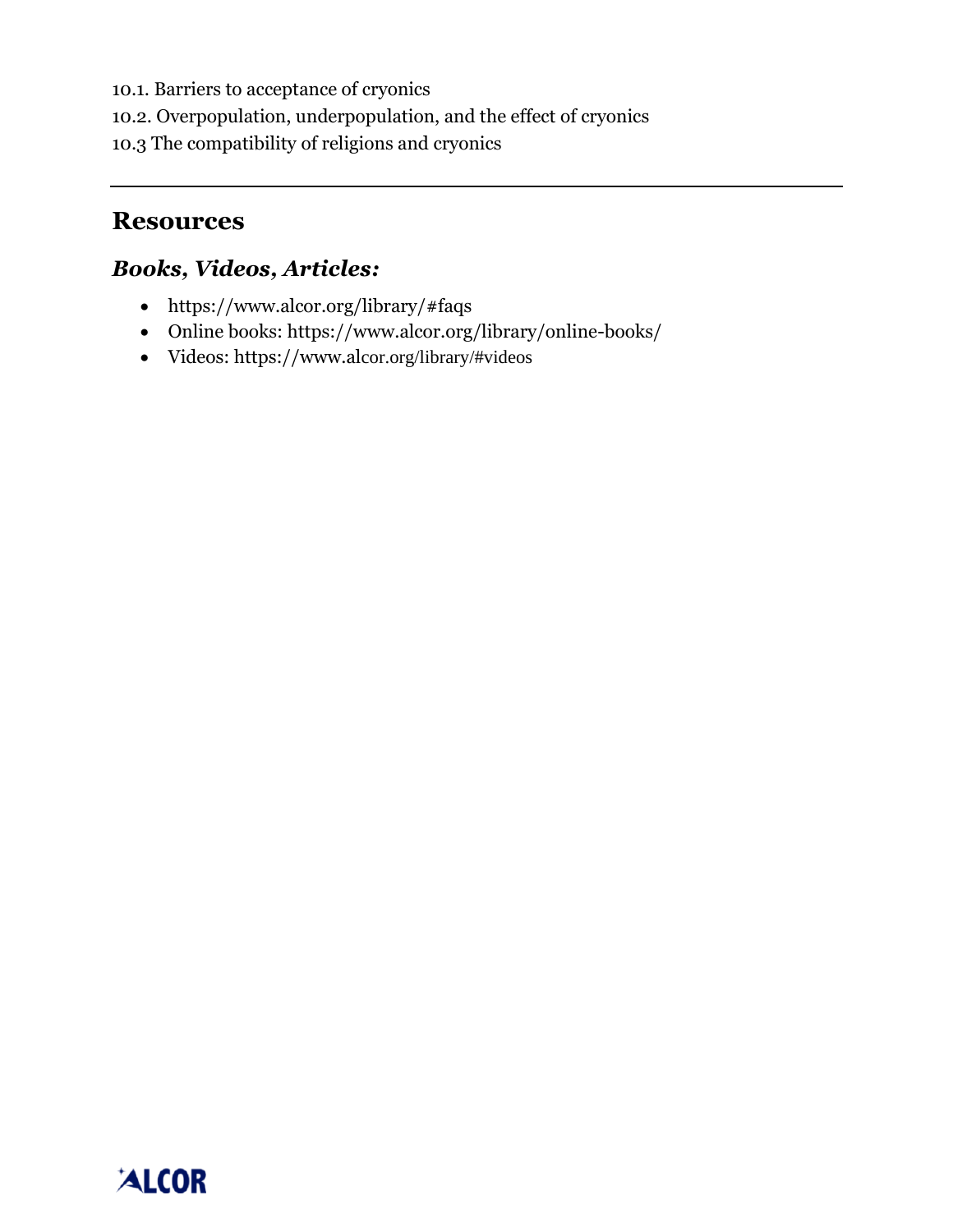10.1. Barriers to acceptance of cryonics
10.2. Overpopulation, underpopulation, and the effect of cryonics
10.3 The compatibility of religions and cryonics

---

## Resources

### *Books, Videos, Articles:*

- https://www.alcor.org/library/#faqs
- Online books: https://www.alcor.org/library/online-books/
- Videos: https://www.alcor.org/library/#videos